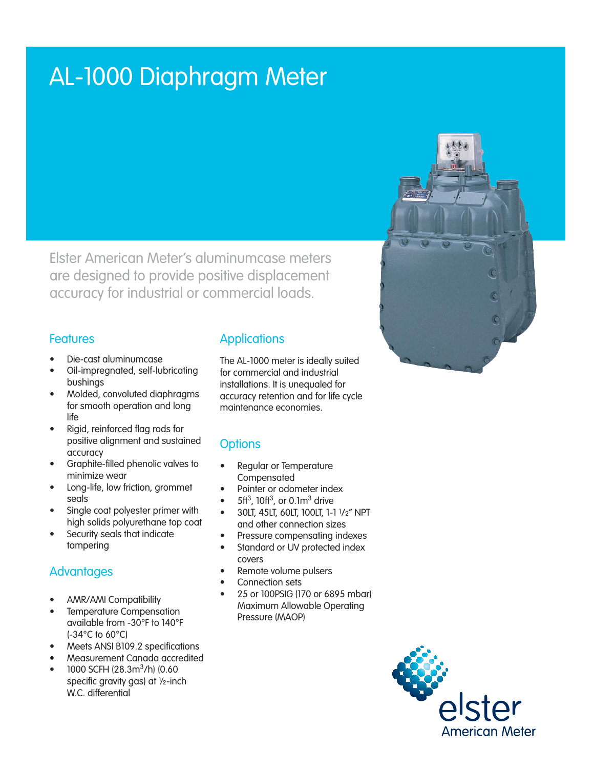# AL-1000 Diaphragm Meter

Elster American Meter's aluminumcase meters are designed to provide positive displacement accuracy for industrial or commercial loads.

## Features

- Die-cast aluminumcase
- Oil-impregnated, self-lubricating bushings
- Molded, convoluted diaphragms for smooth operation and long life
- Rigid, reinforced flag rods for positive alignment and sustained accuracy
- Graphite-filled phenolic valves to minimize wear
- Long-life, low friction, grommet seals
- Single coat polyester primer with high solids polyurethane top coat
- Security seals that indicate tampering

## Advantages

- AMR/AMI Compatibility
- Temperature Compensation available from -30°F to 140°F (-34°C to 60°C)
- Meets ANSI B109.2 specifications
- Measurement Canada accredited
- 1000 SCFH (28.3m$^3$/h) (0.60 specific gravity gas) at ½-inch W.C. differential

## Applications

The AL-1000 meter is ideally suited for commercial and industrial installations. It is unequaled for accuracy retention and for life cycle maintenance economies.

## Options

- Regular or Temperature Compensated
- Pointer or odometer index
- 5ft$^3$, 10ft$^3$, or 0.1m$^3$ drive
- 30LT, 45LT, 60LT, 100LT, 1-1 1/2" NPT and other connection sizes
- Pressure compensating indexes
- Standard or UV protected index covers
- Remote volume pulsers
- Connection sets
- 25 or 100PSIG (170 or 6895 mbar) Maximum Allowable Operating Pressure (MAOP)

elster
American Meter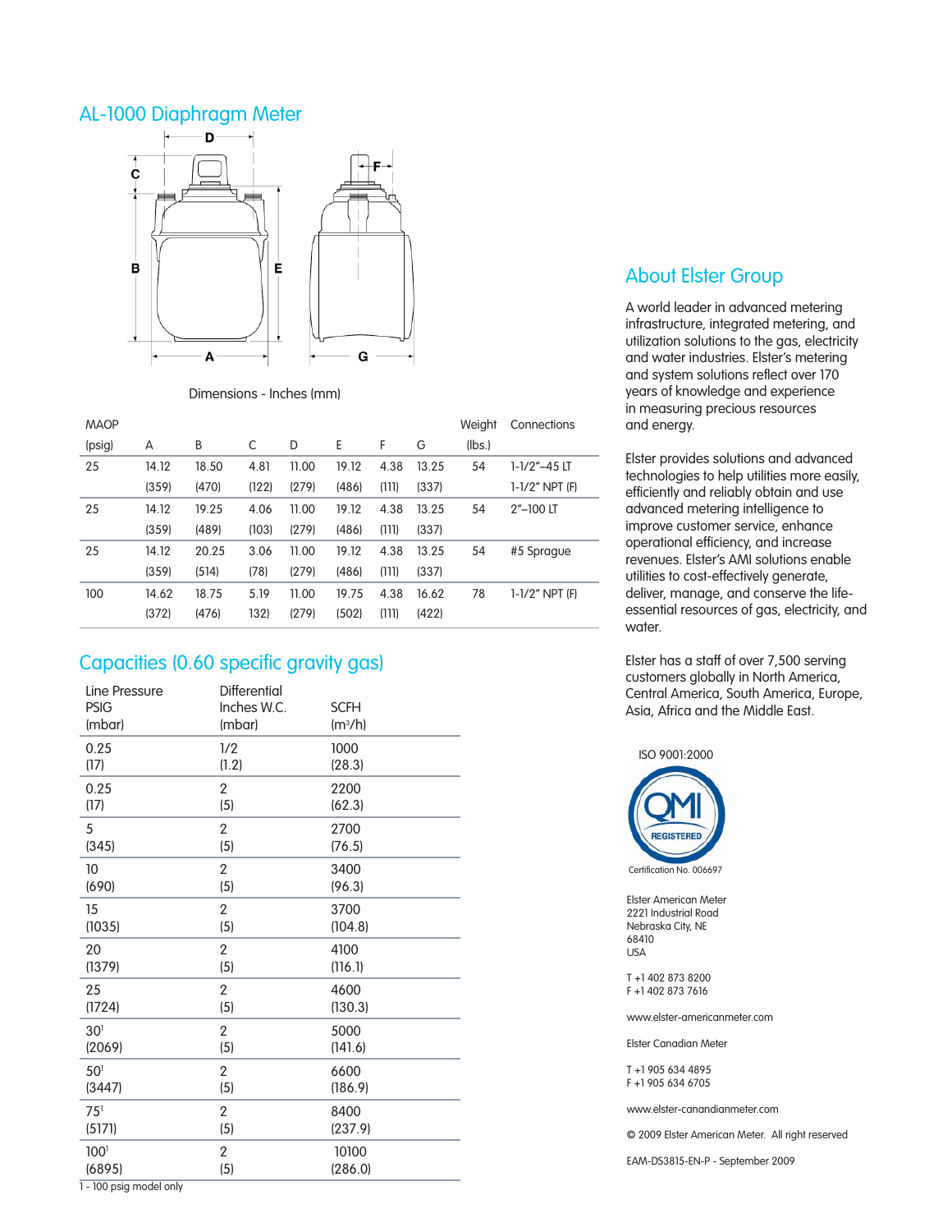## AL-1000 Diaphragm Meter

D
C
B
E
A
F
G

Dimensions - Inches (mm)

| MAOP (psig) | A | B | C | D | E | F | G | Weight (lbs.) | Connections |
|---|---|---|---|---|---|---|---|---|---|
| 25 | 14.12 (359) | 18.50 (470) | 4.81 (122) | 11.00 (279) | 19.12 (486) | 4.38 (111) | 13.25 (337) | 54 | 1-1/2"–45 LT 1-1/2" NPT (F) |
| 25 | 14.12 (359) | 19.25 (489) | 4.06 (103) | 11.00 (279) | 19.12 (486) | 4.38 (111) | 13.25 (337) | 54 | 2"–100 LT |
| 25 | 14.12 (359) | 20.25 (514) | 3.06 (78) | 11.00 (279) | 19.12 (486) | 4.38 (111) | 13.25 (337) | 54 | #5 Sprague |
| 100 | 14.62 (372) | 18.75 (476) | 5.19 132) | 11.00 (279) | 19.75 (502) | 4.38 (111) | 16.62 (422) | 78 | 1-1/2" NPT (F) |

## Capacities (0.60 specific gravity gas)

| Line Pressure PSIG (mbar) | Differential Inches W.C. (mbar) | SCFH ($m^3/h$) |
|---|---|---|
| 0.25 (17) | 1/2 (1.2) | 1000 (28.3) |
| 0.25 (17) | 2 (5) | 2200 (62.3) |
| 5 (345) | 2 (5) | 2700 (76.5) |
| 10 (690) | 2 (5) | 3400 (96.3) |
| 15 (1035) | 2 (5) | 3700 (104.8) |
| 20 (1379) | 2 (5) | 4100 (116.1) |
| 25 (1724) | 2 (5) | 4600 (130.3) |
| 30[1] (2069) | 2 (5) | 5000 (141.6) |
| 50[1] (3447) | 2 (5) | 6600 (186.9) |
| 75[1] (5171) | 2 (5) | 8400 (237.9) |
| 100[1] (6895) | 2 (5) | 10100 (286.0) |

1 - 100 psig model only

## About Elster Group

A world leader in advanced metering infrastructure, integrated metering, and utilization solutions to the gas, electricity and water industries. Elster's metering and system solutions reflect over 170 years of knowledge and experience in measuring precious resources and energy.

Elster provides solutions and advanced technologies to help utilities more easily, efficiently and reliably obtain and use advanced metering intelligence to improve customer service, enhance operational efficiency, and increase revenues. Elster's AMI solutions enable utilities to cost-effectively generate, deliver, manage, and conserve the life-essential resources of gas, electricity, and water.

Elster has a staff of over 7,500 serving customers globally in North America, Central America, South America, Europe, Asia, Africa and the Middle East.

ISO 9001:2000

QMI REGISTERED

Certification No. 006697

Elster American Meter
2221 Industrial Road
Nebraska City, NE
68410
USA

T +1 402 873 8200
F +1 402 873 7616

www.elster-americanmeter.com

Elster Canadian Meter

T +1 905 634 4895
F +1 905 634 6705

www.elster-canadianmeter.com

© 2009 Elster American Meter. All right reserved

EAM-DS3815-EN-P - September 2009